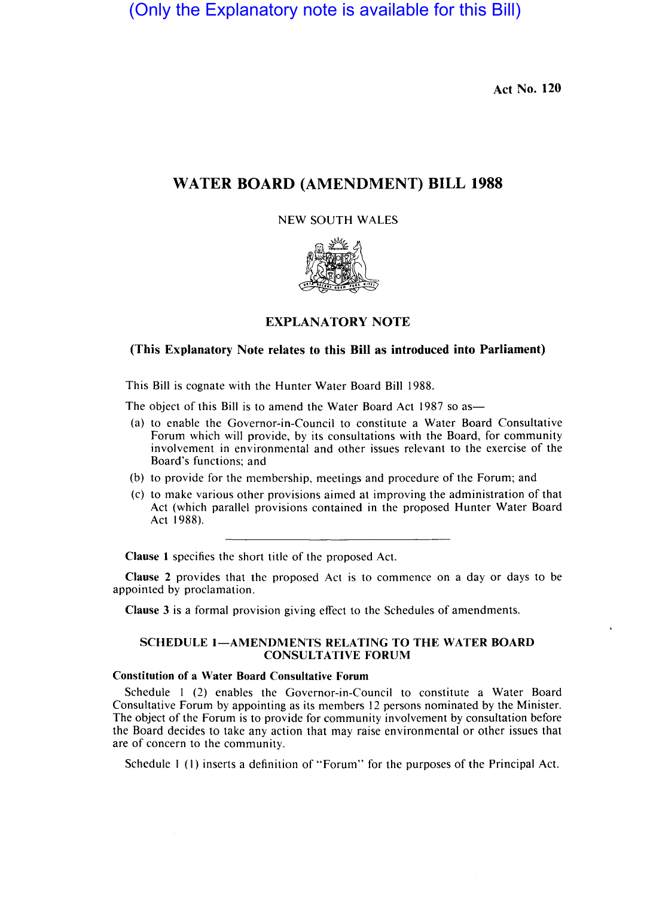(Only the Explanatory note is available for this Bill)

Act No. 120

# WATER BOARD (AMENDMENT) BILL 1988

NEW SOUTH WALES

## EXPLANATORY NOTE

**(This Explanatory Note relates to this Bill as introduced into Parliament)**

This Bill is cognate with the Hunter Water Board Bill 1988.

The object of this Bill is to amend the Water Board Act 1987 so as—

(a) to enable the Governor-in-Council to constitute a Water Board Consultative Forum which will provide, by its consultations with the Board, for community involvement in environmental and other issues relevant to the exercise of the Board's functions; and

(b) to provide for the membership, meetings and procedure of the Forum; and

(c) to make various other provisions aimed at improving the administration of that Act (which parallel provisions contained in the proposed Hunter Water Board Act 1988).

---

**Clause 1** specifies the short title of the proposed Act.

**Clause 2** provides that the proposed Act is to commence on a day or days to be appointed by proclamation.

**Clause 3** is a formal provision giving effect to the Schedules of amendments.

## SCHEDULE 1—AMENDMENTS RELATING TO THE WATER BOARD CONSULTATIVE FORUM

### Constitution of a Water Board Consultative Forum

Schedule 1 (2) enables the Governor-in-Council to constitute a Water Board Consultative Forum by appointing as its members 12 persons nominated by the Minister. The object of the Forum is to provide for community involvement by consultation before the Board decides to take any action that may raise environmental or other issues that are of concern to the community.

Schedule 1 (1) inserts a definition of "Forum" for the purposes of the Principal Act.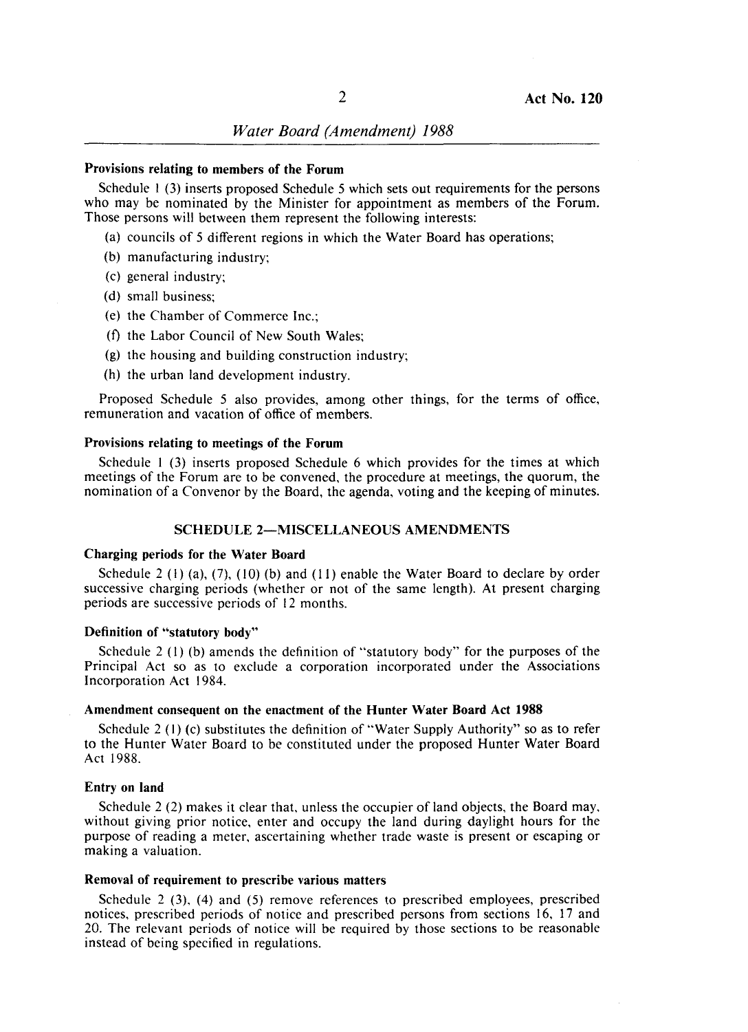#### Provisions relating to members of the Forum

Schedule 1 (3) inserts proposed Schedule 5 which sets out requirements for the persons who may be nominated by the Minister for appointment as members of the Forum. Those persons will between them represent the following interests:

(a) councils of 5 different regions in which the Water Board has operations;

(b) manufacturing industry;

(c) general industry;

(d) small business;

(e) the Chamber of Commerce Inc.;

(f) the Labor Council of New South Wales;

(g) the housing and building construction industry;

(h) the urban land development industry.

Proposed Schedule 5 also provides, among other things, for the terms of office, remuneration and vacation of office of members.

#### Provisions relating to meetings of the Forum

Schedule 1 (3) inserts proposed Schedule 6 which provides for the times at which meetings of the Forum are to be convened, the procedure at meetings, the quorum, the nomination of a Convenor by the Board, the agenda, voting and the keeping of minutes.

### SCHEDULE 2—MISCELLANEOUS AMENDMENTS

#### Charging periods for the Water Board

Schedule 2 (1) (a), (7), (10) (b) and (11) enable the Water Board to declare by order successive charging periods (whether or not of the same length). At present charging periods are successive periods of 12 months.

#### Definition of "statutory body"

Schedule 2 (1) (b) amends the definition of "statutory body" for the purposes of the Principal Act so as to exclude a corporation incorporated under the Associations Incorporation Act 1984.

#### Amendment consequent on the enactment of the Hunter Water Board Act 1988

Schedule 2 (1) (c) substitutes the definition of "Water Supply Authority" so as to refer to the Hunter Water Board to be constituted under the proposed Hunter Water Board Act 1988.

#### Entry on land

Schedule 2 (2) makes it clear that, unless the occupier of land objects, the Board may, without giving prior notice, enter and occupy the land during daylight hours for the purpose of reading a meter, ascertaining whether trade waste is present or escaping or making a valuation.

#### Removal of requirement to prescribe various matters

Schedule 2 (3), (4) and (5) remove references to prescribed employees, prescribed notices, prescribed periods of notice and prescribed persons from sections 16, 17 and 20. The relevant periods of notice will be required by those sections to be reasonable instead of being specified in regulations.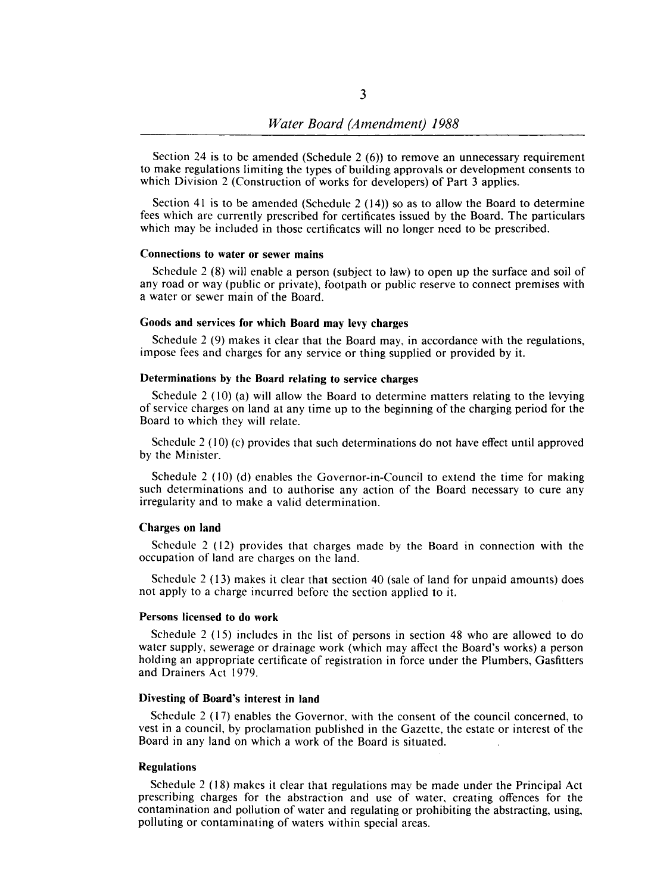Section 24 is to be amended (Schedule 2 (6)) to remove an unnecessary requirement to make regulations limiting the types of building approvals or development consents to which Division 2 (Construction of works for developers) of Part 3 applies.

Section 41 is to be amended (Schedule 2 (14)) so as to allow the Board to determine fees which are currently prescribed for certificates issued by the Board. The particulars which may be included in those certificates will no longer need to be prescribed.

### Connections to water or sewer mains

Schedule 2 (8) will enable a person (subject to law) to open up the surface and soil of any road or way (public or private), footpath or public reserve to connect premises with a water or sewer main of the Board.

### Goods and services for which Board may levy charges

Schedule 2 (9) makes it clear that the Board may, in accordance with the regulations, impose fees and charges for any service or thing supplied or provided by it.

### Determinations by the Board relating to service charges

Schedule 2 (10) (a) will allow the Board to determine matters relating to the levying of service charges on land at any time up to the beginning of the charging period for the Board to which they will relate.

Schedule 2 (10) (c) provides that such determinations do not have effect until approved by the Minister.

Schedule 2 (10) (d) enables the Governor-in-Council to extend the time for making such determinations and to authorise any action of the Board necessary to cure any irregularity and to make a valid determination.

### Charges on land

Schedule 2 (12) provides that charges made by the Board in connection with the occupation of land are charges on the land.

Schedule 2 (13) makes it clear that section 40 (sale of land for unpaid amounts) does not apply to a charge incurred before the section applied to it.

### Persons licensed to do work

Schedule 2 (15) includes in the list of persons in section 48 who are allowed to do water supply, sewerage or drainage work (which may affect the Board's works) a person holding an appropriate certificate of registration in force under the Plumbers, Gasfitters and Drainers Act 1979.

### Divesting of Board's interest in land

Schedule 2 (17) enables the Governor, with the consent of the council concerned, to vest in a council, by proclamation published in the Gazette, the estate or interest of the Board in any land on which a work of the Board is situated.

### Regulations

Schedule 2 (18) makes it clear that regulations may be made under the Principal Act prescribing charges for the abstraction and use of water, creating offences for the contamination and pollution of water and regulating or prohibiting the abstracting, using, polluting or contaminating of waters within special areas.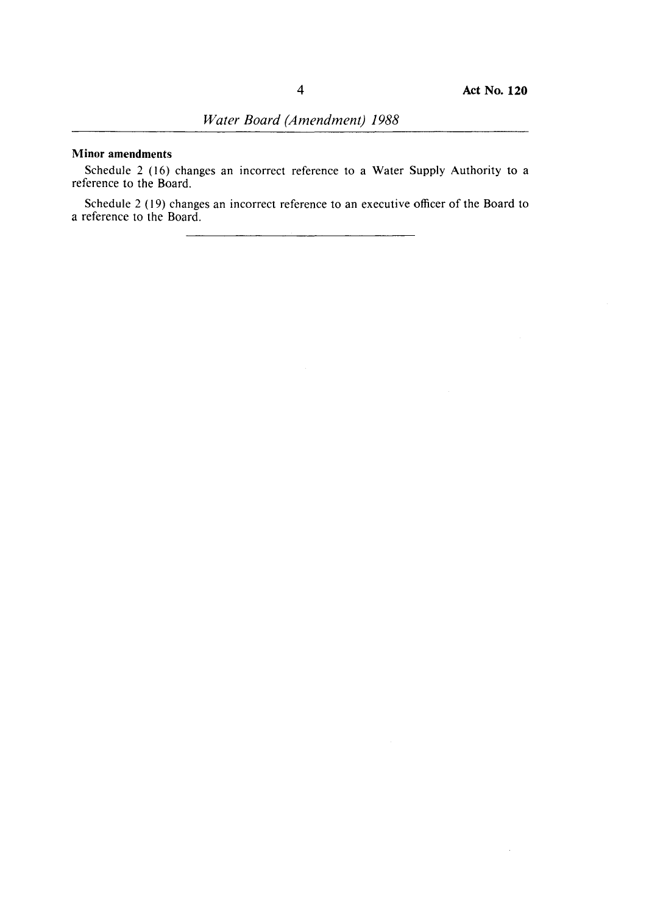**Minor amendments**

Schedule 2 (16) changes an incorrect reference to a Water Supply Authority to a reference to the Board.

Schedule 2 (19) changes an incorrect reference to an executive officer of the Board to a reference to the Board.